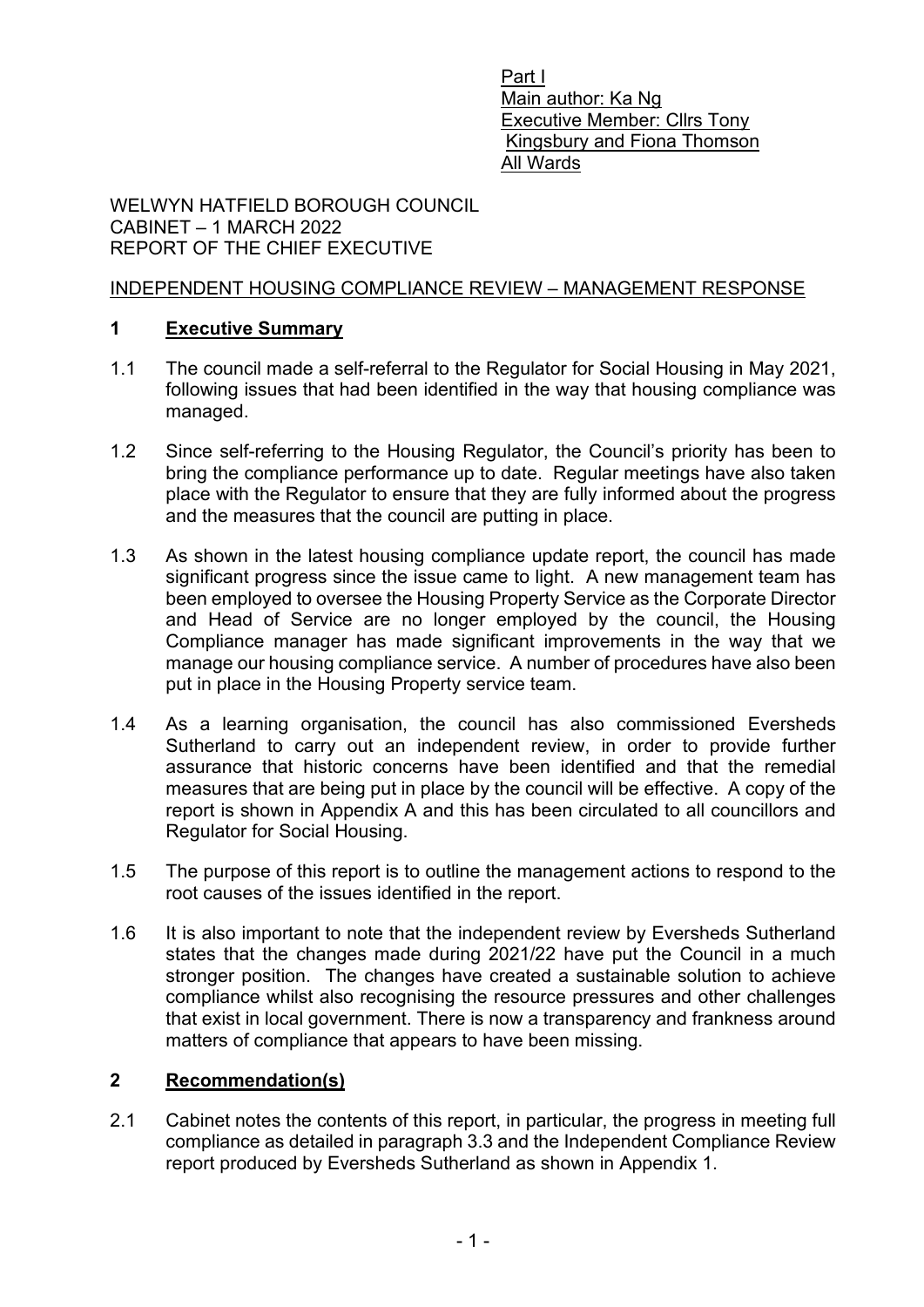Part I
Main author: Ka Ng
Executive Member: Cllrs Tony Kingsbury and Fiona Thomson
All Wards

WELWYN HATFIELD BOROUGH COUNCIL
CABINET – 1 MARCH 2022
REPORT OF THE CHIEF EXECUTIVE

INDEPENDENT HOUSING COMPLIANCE REVIEW – MANAGEMENT RESPONSE

## 1 Executive Summary

1.1 The council made a self-referral to the Regulator for Social Housing in May 2021, following issues that had been identified in the way that housing compliance was managed.

1.2 Since self-referring to the Housing Regulator, the Council's priority has been to bring the compliance performance up to date. Regular meetings have also taken place with the Regulator to ensure that they are fully informed about the progress and the measures that the council are putting in place.

1.3 As shown in the latest housing compliance update report, the council has made significant progress since the issue came to light. A new management team has been employed to oversee the Housing Property Service as the Corporate Director and Head of Service are no longer employed by the council, the Housing Compliance manager has made significant improvements in the way that we manage our housing compliance service. A number of procedures have also been put in place in the Housing Property service team.

1.4 As a learning organisation, the council has also commissioned Eversheds Sutherland to carry out an independent review, in order to provide further assurance that historic concerns have been identified and that the remedial measures that are being put in place by the council will be effective. A copy of the report is shown in Appendix A and this has been circulated to all councillors and Regulator for Social Housing.

1.5 The purpose of this report is to outline the management actions to respond to the root causes of the issues identified in the report.

1.6 It is also important to note that the independent review by Eversheds Sutherland states that the changes made during 2021/22 have put the Council in a much stronger position. The changes have created a sustainable solution to achieve compliance whilst also recognising the resource pressures and other challenges that exist in local government. There is now a transparency and frankness around matters of compliance that appears to have been missing.

## 2 Recommendation(s)

2.1 Cabinet notes the contents of this report, in particular, the progress in meeting full compliance as detailed in paragraph 3.3 and the Independent Compliance Review report produced by Eversheds Sutherland as shown in Appendix 1.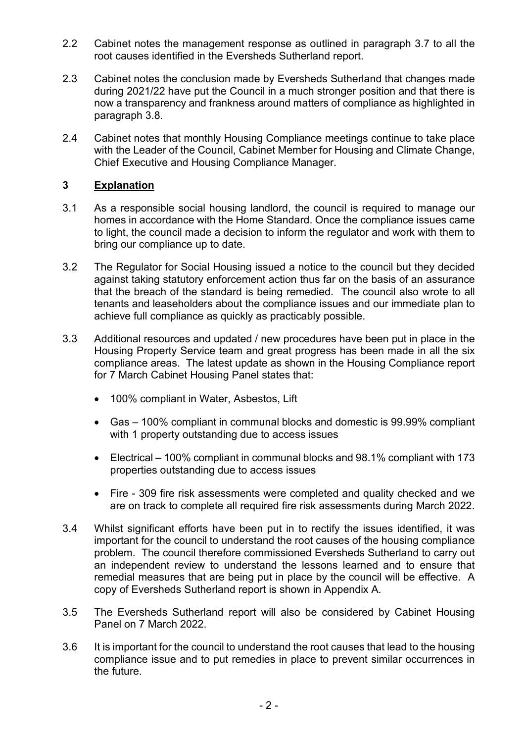2.2 Cabinet notes the management response as outlined in paragraph 3.7 to all the root causes identified in the Eversheds Sutherland report.

2.3 Cabinet notes the conclusion made by Eversheds Sutherland that changes made during 2021/22 have put the Council in a much stronger position and that there is now a transparency and frankness around matters of compliance as highlighted in paragraph 3.8.

2.4 Cabinet notes that monthly Housing Compliance meetings continue to take place with the Leader of the Council, Cabinet Member for Housing and Climate Change, Chief Executive and Housing Compliance Manager.

## 3 Explanation

3.1 As a responsible social housing landlord, the council is required to manage our homes in accordance with the Home Standard. Once the compliance issues came to light, the council made a decision to inform the regulator and work with them to bring our compliance up to date.

3.2 The Regulator for Social Housing issued a notice to the council but they decided against taking statutory enforcement action thus far on the basis of an assurance that the breach of the standard is being remedied. The council also wrote to all tenants and leaseholders about the compliance issues and our immediate plan to achieve full compliance as quickly as practicably possible.

3.3 Additional resources and updated / new procedures have been put in place in the Housing Property Service team and great progress has been made in all the six compliance areas. The latest update as shown in the Housing Compliance report for 7 March Cabinet Housing Panel states that:

- 100% compliant in Water, Asbestos, Lift
- Gas – 100% compliant in communal blocks and domestic is 99.99% compliant with 1 property outstanding due to access issues
- Electrical – 100% compliant in communal blocks and 98.1% compliant with 173 properties outstanding due to access issues
- Fire - 309 fire risk assessments were completed and quality checked and we are on track to complete all required fire risk assessments during March 2022.

3.4 Whilst significant efforts have been put in to rectify the issues identified, it was important for the council to understand the root causes of the housing compliance problem. The council therefore commissioned Eversheds Sutherland to carry out an independent review to understand the lessons learned and to ensure that remedial measures that are being put in place by the council will be effective. A copy of Eversheds Sutherland report is shown in Appendix A.

3.5 The Eversheds Sutherland report will also be considered by Cabinet Housing Panel on 7 March 2022.

3.6 It is important for the council to understand the root causes that lead to the housing compliance issue and to put remedies in place to prevent similar occurrences in the future.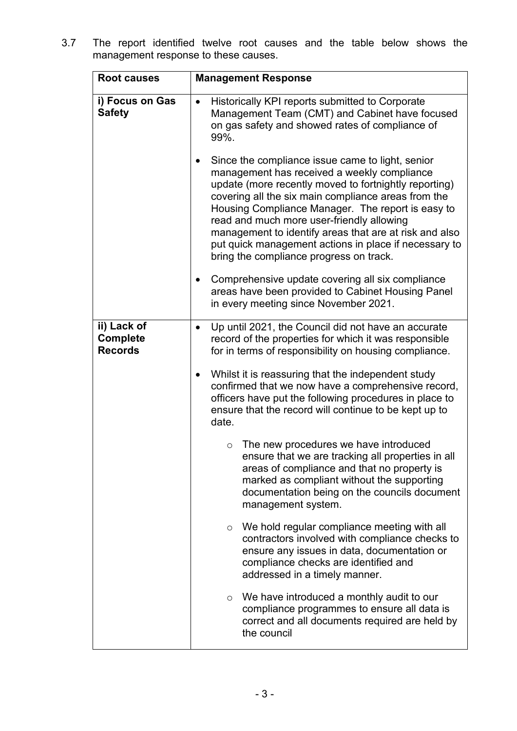3.7 The report identified twelve root causes and the table below shows the management response to these causes.

| Root causes | Management Response |
|---|---|
| **i) Focus on Gas Safety** | • Historically KPI reports submitted to Corporate Management Team (CMT) and Cabinet have focused on gas safety and showed rates of compliance of 99%.<br><br>• Since the compliance issue came to light, senior management has received a weekly compliance update (more recently moved to fortnightly reporting) covering all the six main compliance areas from the Housing Compliance Manager. The report is easy to read and much more user-friendly allowing management to identify areas that are at risk and also put quick management actions in place if necessary to bring the compliance progress on track.<br><br>• Comprehensive update covering all six compliance areas have been provided to Cabinet Housing Panel in every meeting since November 2021. |
| **ii) Lack of Complete Records** | • Up until 2021, the Council did not have an accurate record of the properties for which it was responsible for in terms of responsibility on housing compliance.<br><br>• Whilst it is reassuring that the independent study confirmed that we now have a comprehensive record, officers have put the following procedures in place to ensure that the record will continue to be kept up to date.<br><br>&nbsp;&nbsp;&nbsp;&nbsp;o The new procedures we have introduced ensure that we are tracking all properties in all areas of compliance and that no property is marked as compliant without the supporting documentation being on the councils document management system.<br><br>&nbsp;&nbsp;&nbsp;&nbsp;o We hold regular compliance meeting with all contractors involved with compliance checks to ensure any issues in data, documentation or compliance checks are identified and addressed in a timely manner.<br><br>&nbsp;&nbsp;&nbsp;&nbsp;o We have introduced a monthly audit to our compliance programmes to ensure all data is correct and all documents required are held by the council |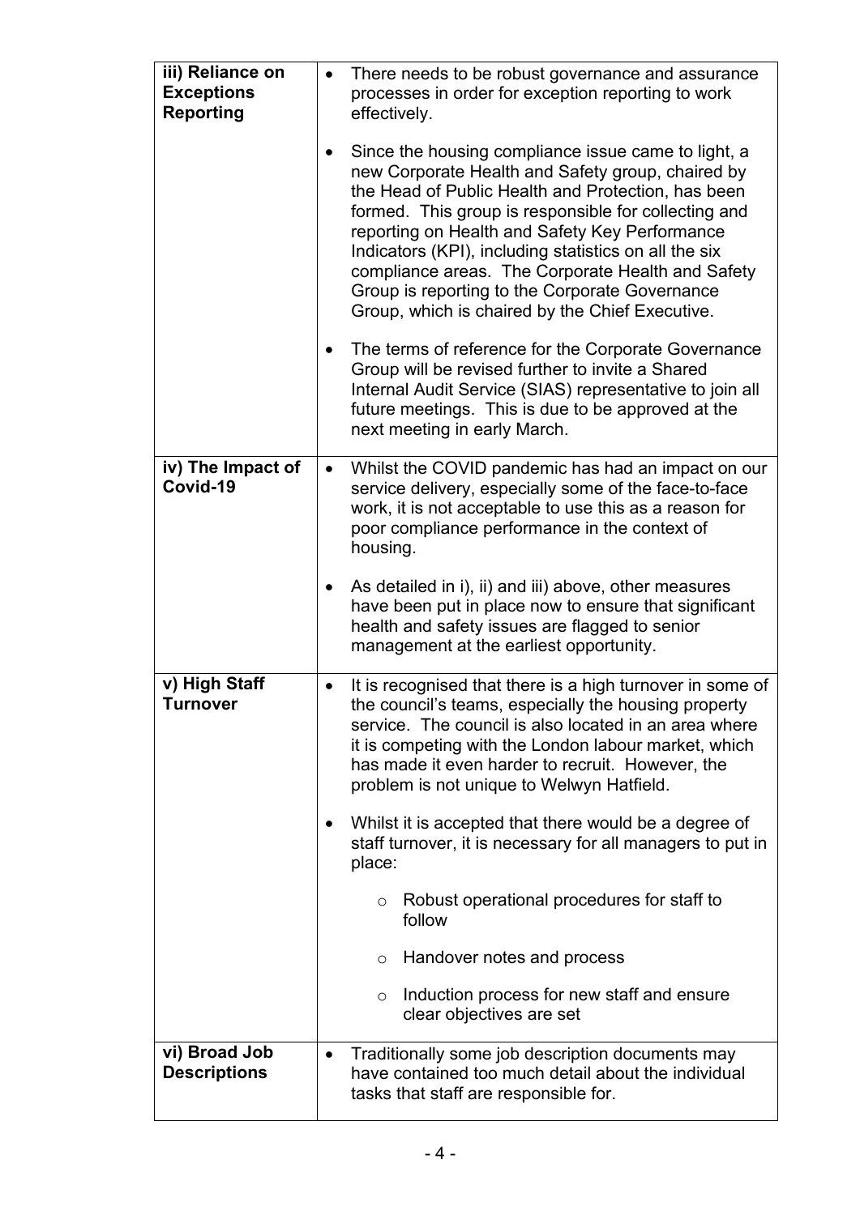| | |
|---|---|
| **iii) Reliance on Exceptions Reporting** | • There needs to be robust governance and assurance processes in order for exception reporting to work effectively.<br><br>• Since the housing compliance issue came to light, a new Corporate Health and Safety group, chaired by the Head of Public Health and Protection, has been formed. This group is responsible for collecting and reporting on Health and Safety Key Performance Indicators (KPI), including statistics on all the six compliance areas. The Corporate Health and Safety Group is reporting to the Corporate Governance Group, which is chaired by the Chief Executive.<br><br>• The terms of reference for the Corporate Governance Group will be revised further to invite a Shared Internal Audit Service (SIAS) representative to join all future meetings. This is due to be approved at the next meeting in early March. |
| **iv) The Impact of Covid-19** | • Whilst the COVID pandemic has had an impact on our service delivery, especially some of the face-to-face work, it is not acceptable to use this as a reason for poor compliance performance in the context of housing.<br><br>• As detailed in i), ii) and iii) above, other measures have been put in place now to ensure that significant health and safety issues are flagged to senior management at the earliest opportunity. |
| **v) High Staff Turnover** | • It is recognised that there is a high turnover in some of the council's teams, especially the housing property service. The council is also located in an area where it is competing with the London labour market, which has made it even harder to recruit. However, the problem is not unique to Welwyn Hatfield.<br><br>• Whilst it is accepted that there would be a degree of staff turnover, it is necessary for all managers to put in place:<br>  ○ Robust operational procedures for staff to follow<br>  ○ Handover notes and process<br>  ○ Induction process for new staff and ensure clear objectives are set |
| **vi) Broad Job Descriptions** | • Traditionally some job description documents may have contained too much detail about the individual tasks that staff are responsible for. |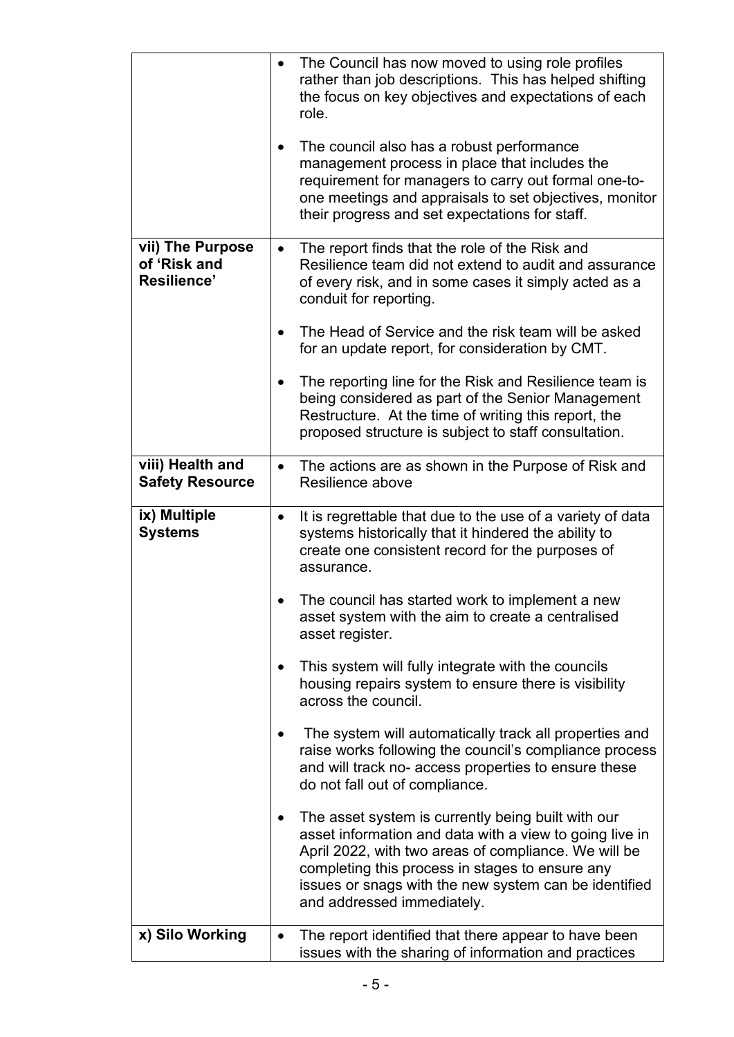| | |
|---|---|
| | • The Council has now moved to using role profiles rather than job descriptions. This has helped shifting the focus on key objectives and expectations of each role.<br><br>• The council also has a robust performance management process in place that includes the requirement for managers to carry out formal one-to-one meetings and appraisals to set objectives, monitor their progress and set expectations for staff. |
| **vii) The Purpose of 'Risk and Resilience'** | • The report finds that the role of the Risk and Resilience team did not extend to audit and assurance of every risk, and in some cases it simply acted as a conduit for reporting.<br><br>• The Head of Service and the risk team will be asked for an update report, for consideration by CMT.<br><br>• The reporting line for the Risk and Resilience team is being considered as part of the Senior Management Restructure. At the time of writing this report, the proposed structure is subject to staff consultation. |
| **viii) Health and Safety Resource** | • The actions are as shown in the Purpose of Risk and Resilience above |
| **ix) Multiple Systems** | • It is regrettable that due to the use of a variety of data systems historically that it hindered the ability to create one consistent record for the purposes of assurance.<br><br>• The council has started work to implement a new asset system with the aim to create a centralised asset register.<br><br>• This system will fully integrate with the councils housing repairs system to ensure there is visibility across the council.<br><br>• The system will automatically track all properties and raise works following the council's compliance process and will track no- access properties to ensure these do not fall out of compliance.<br><br>• The asset system is currently being built with our asset information and data with a view to going live in April 2022, with two areas of compliance. We will be completing this process in stages to ensure any issues or snags with the new system can be identified and addressed immediately. |
| **x) Silo Working** | • The report identified that there appear to have been issues with the sharing of information and practices |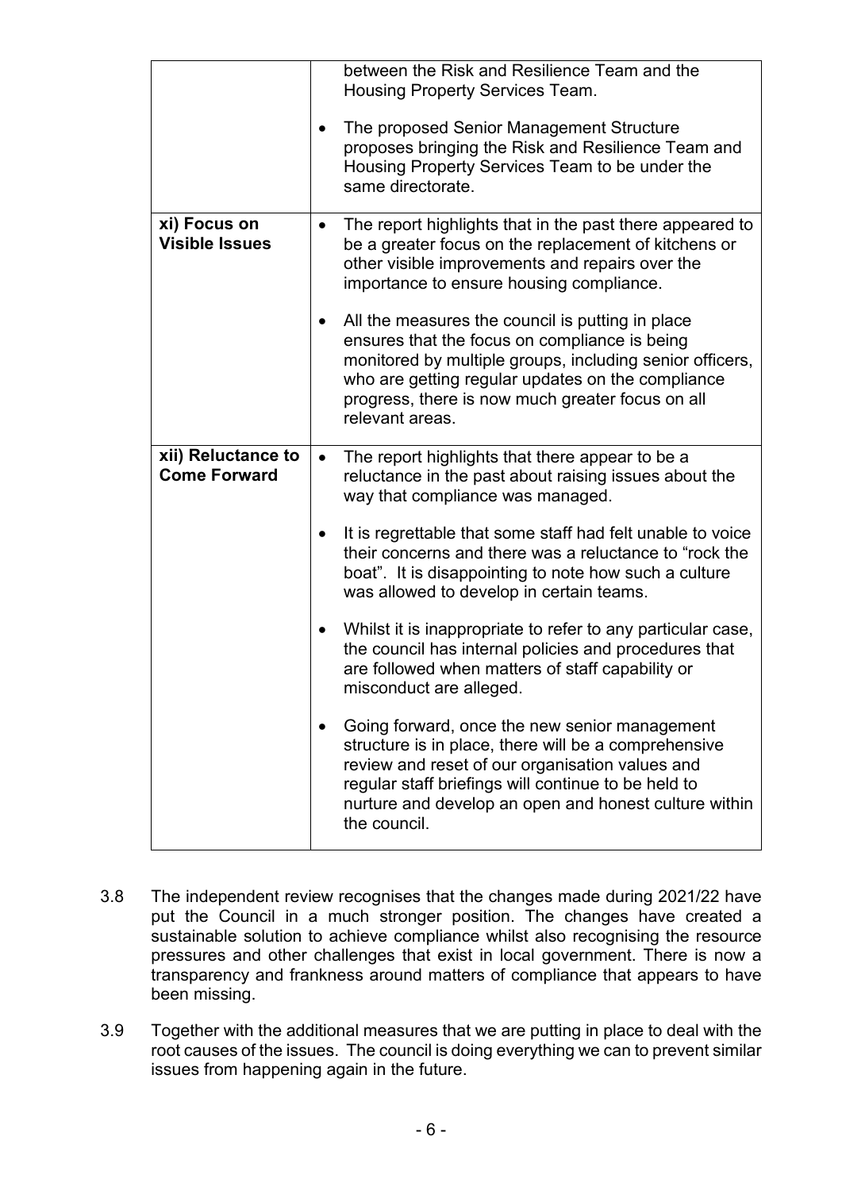| | |
|---|---|
| | between the Risk and Resilience Team and the Housing Property Services Team.<br><br>• The proposed Senior Management Structure proposes bringing the Risk and Resilience Team and Housing Property Services Team to be under the same directorate. |
| **xi) Focus on Visible Issues** | • The report highlights that in the past there appeared to be a greater focus on the replacement of kitchens or other visible improvements and repairs over the importance to ensure housing compliance.<br><br>• All the measures the council is putting in place ensures that the focus on compliance is being monitored by multiple groups, including senior officers, who are getting regular updates on the compliance progress, there is now much greater focus on all relevant areas. |
| **xii) Reluctance to Come Forward** | • The report highlights that there appear to be a reluctance in the past about raising issues about the way that compliance was managed.<br><br>• It is regrettable that some staff had felt unable to voice their concerns and there was a reluctance to "rock the boat". It is disappointing to note how such a culture was allowed to develop in certain teams.<br><br>• Whilst it is inappropriate to refer to any particular case, the council has internal policies and procedures that are followed when matters of staff capability or misconduct are alleged.<br><br>• Going forward, once the new senior management structure is in place, there will be a comprehensive review and reset of our organisation values and regular staff briefings will continue to be held to nurture and develop an open and honest culture within the council. |

3.8 The independent review recognises that the changes made during 2021/22 have put the Council in a much stronger position. The changes have created a sustainable solution to achieve compliance whilst also recognising the resource pressures and other challenges that exist in local government. There is now a transparency and frankness around matters of compliance that appears to have been missing.

3.9 Together with the additional measures that we are putting in place to deal with the root causes of the issues. The council is doing everything we can to prevent similar issues from happening again in the future.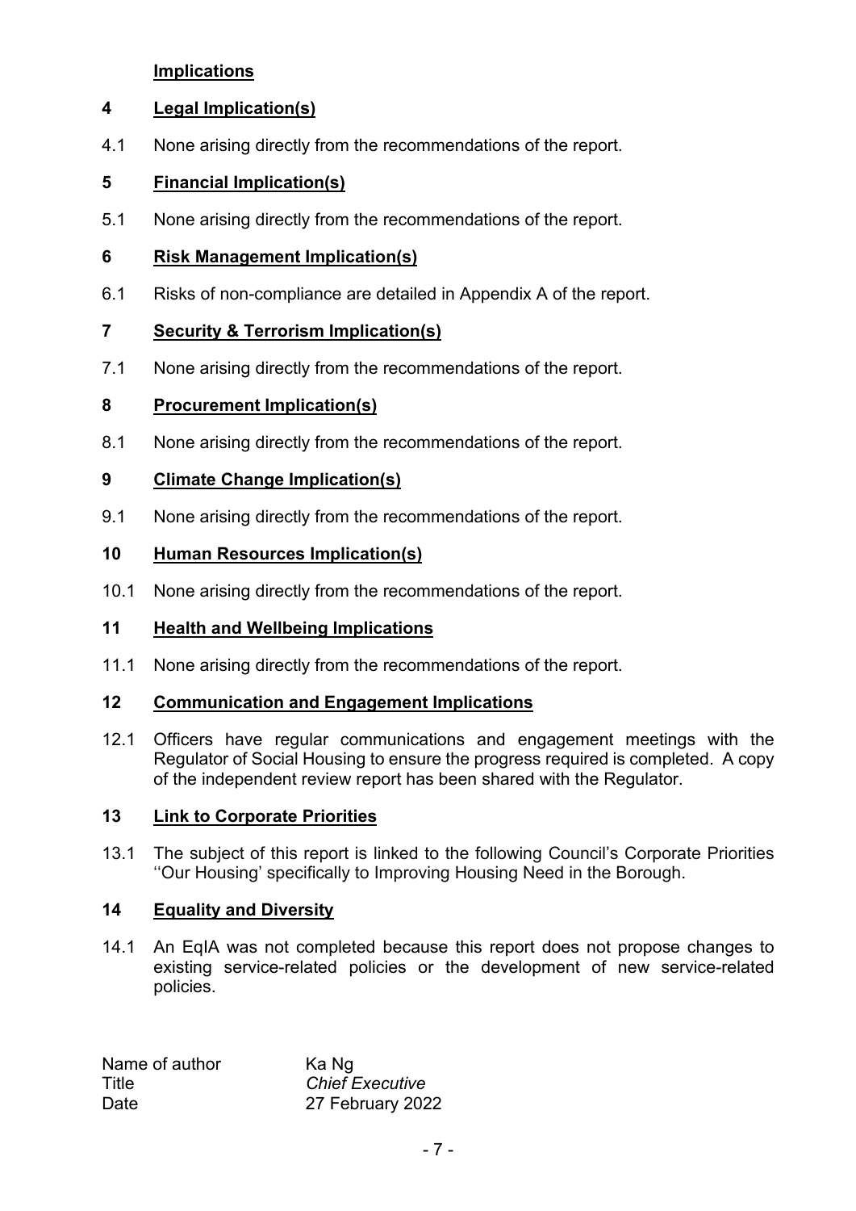## Implications

### 4 Legal Implication(s)

4.1 None arising directly from the recommendations of the report.

### 5 Financial Implication(s)

5.1 None arising directly from the recommendations of the report.

### 6 Risk Management Implication(s)

6.1 Risks of non-compliance are detailed in Appendix A of the report.

### 7 Security & Terrorism Implication(s)

7.1 None arising directly from the recommendations of the report.

### 8 Procurement Implication(s)

8.1 None arising directly from the recommendations of the report.

### 9 Climate Change Implication(s)

9.1 None arising directly from the recommendations of the report.

### 10 Human Resources Implication(s)

10.1 None arising directly from the recommendations of the report.

### 11 Health and Wellbeing Implications

11.1 None arising directly from the recommendations of the report.

### 12 Communication and Engagement Implications

12.1 Officers have regular communications and engagement meetings with the Regulator of Social Housing to ensure the progress required is completed. A copy of the independent review report has been shared with the Regulator.

### 13 Link to Corporate Priorities

13.1 The subject of this report is linked to the following Council's Corporate Priorities ''Our Housing' specifically to Improving Housing Need in the Borough.

### 14 Equality and Diversity

14.1 An EqIA was not completed because this report does not propose changes to existing service-related policies or the development of new service-related policies.

| | |
|---|---|
| Name of author | Ka Ng |
| Title | *Chief Executive* |
| Date | 27 February 2022 |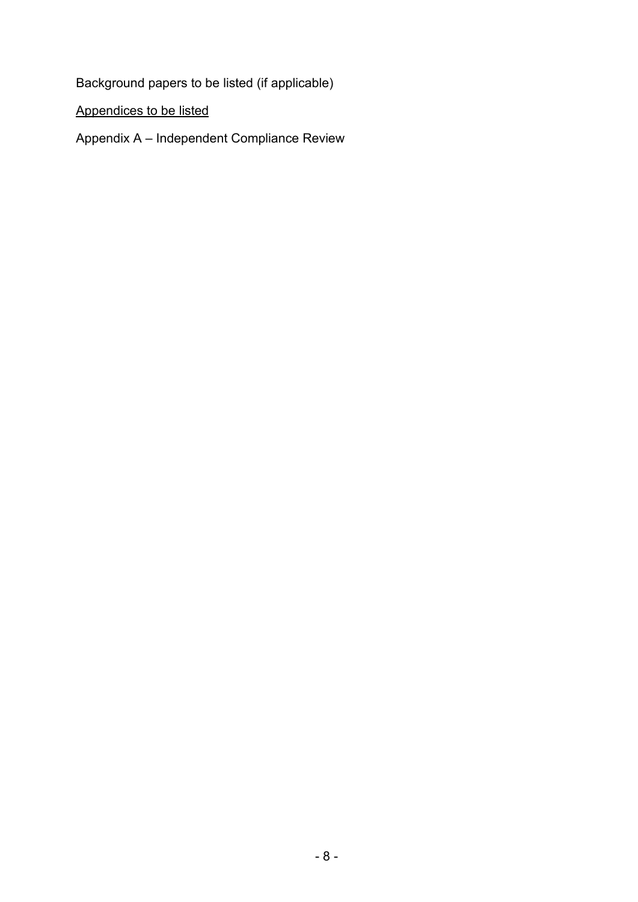Background papers to be listed (if applicable)

<u>Appendices to be listed</u>

Appendix A – Independent Compliance Review